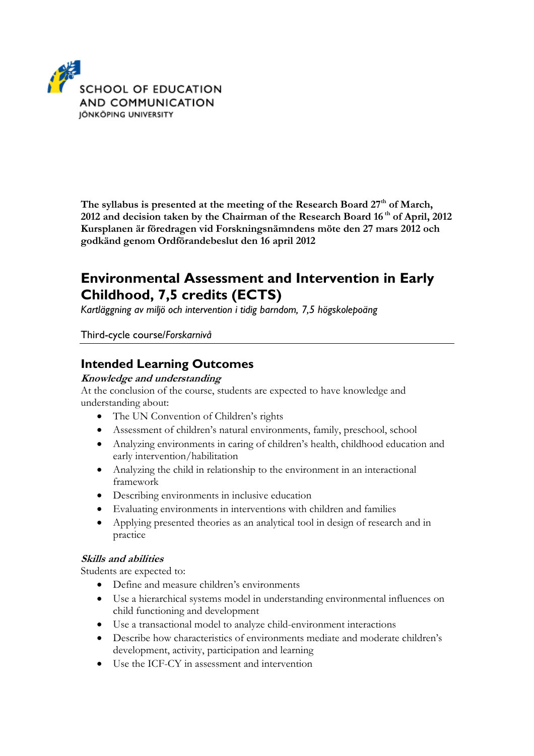SCHOOL OF EDUCATION
AND COMMUNICATION
JÖNKÖPING UNIVERSITY

**The syllabus is presented at the meeting of the Research Board 27th of March, 2012 and decision taken by the Chairman of the Research Board 16th of April, 2012**
**Kursplanen är föredragen vid Forskningsnämndens möte den 27 mars 2012 och godkänd genom Ordförandebeslut den 16 april 2012**

# Environmental Assessment and Intervention in Early Childhood, 7,5 credits (ECTS)

*Kartläggning av miljö och intervention i tidig barndom, 7,5 högskolepoäng*

Third-cycle course/*Forskarnivå*

## Intended Learning Outcomes

### *Knowledge and understanding*

At the conclusion of the course, students are expected to have knowledge and understanding about:

- The UN Convention of Children's rights
- Assessment of children's natural environments, family, preschool, school
- Analyzing environments in caring of children's health, childhood education and early intervention/habilitation
- Analyzing the child in relationship to the environment in an interactional framework
- Describing environments in inclusive education
- Evaluating environments in interventions with children and families
- Applying presented theories as an analytical tool in design of research and in practice

### *Skills and abilities*

Students are expected to:

- Define and measure children's environments
- Use a hierarchical systems model in understanding environmental influences on child functioning and development
- Use a transactional model to analyze child-environment interactions
- Describe how characteristics of environments mediate and moderate children's development, activity, participation and learning
- Use the ICF-CY in assessment and intervention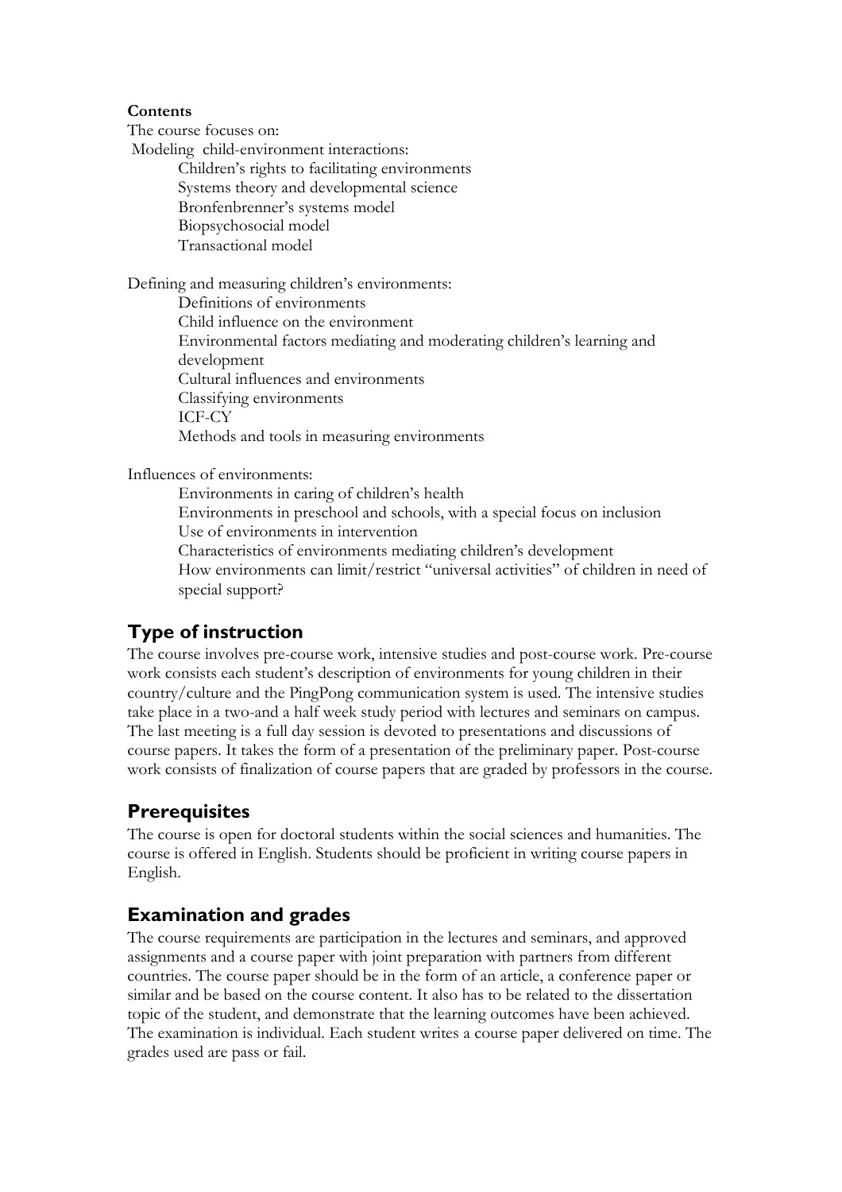**Contents**

The course focuses on:

Modeling child-environment interactions:

- Children's rights to facilitating environments
- Systems theory and developmental science
- Bronfenbrenner's systems model
- Biopsychosocial model
- Transactional model

Defining and measuring children's environments:

- Definitions of environments
- Child influence on the environment
- Environmental factors mediating and moderating children's learning and development
- Cultural influences and environments
- Classifying environments
- ICF-CY
- Methods and tools in measuring environments

Influences of environments:

- Environments in caring of children's health
- Environments in preschool and schools, with a special focus on inclusion
- Use of environments in intervention
- Characteristics of environments mediating children's development
- How environments can limit/restrict "universal activities" of children in need of special support?

## Type of instruction

The course involves pre-course work, intensive studies and post-course work. Pre-course work consists each student's description of environments for young children in their country/culture and the PingPong communication system is used. The intensive studies take place in a two-and a half week study period with lectures and seminars on campus. The last meeting is a full day session is devoted to presentations and discussions of course papers. It takes the form of a presentation of the preliminary paper. Post-course work consists of finalization of course papers that are graded by professors in the course.

## Prerequisites

The course is open for doctoral students within the social sciences and humanities. The course is offered in English. Students should be proficient in writing course papers in English.

## Examination and grades

The course requirements are participation in the lectures and seminars, and approved assignments and a course paper with joint preparation with partners from different countries. The course paper should be in the form of an article, a conference paper or similar and be based on the course content. It also has to be related to the dissertation topic of the student, and demonstrate that the learning outcomes have been achieved. The examination is individual. Each student writes a course paper delivered on time. The grades used are pass or fail.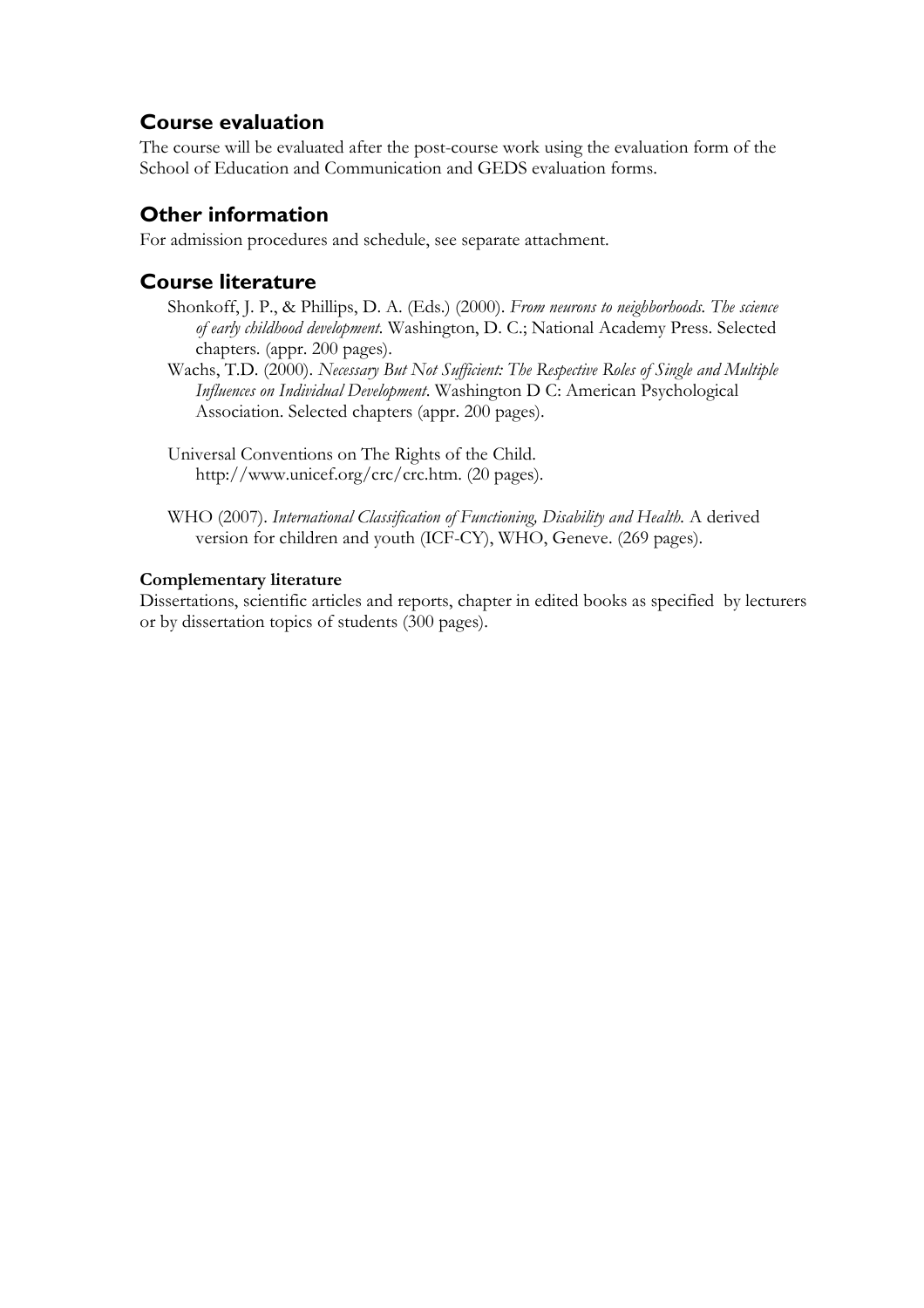## Course evaluation

The course will be evaluated after the post-course work using the evaluation form of the School of Education and Communication and GEDS evaluation forms.

## Other information

For admission procedures and schedule, see separate attachment.

## Course literature

Shonkoff, J. P., & Phillips, D. A. (Eds.) (2000). *From neurons to neighborhoods. The science of early childhood development*. Washington, D. C.; National Academy Press. Selected chapters. (appr. 200 pages).

Wachs, T.D. (2000). *Necessary But Not Sufficient: The Respective Roles of Single and Multiple Influences on Individual Development*. Washington D C: American Psychological Association. Selected chapters (appr. 200 pages).

Universal Conventions on The Rights of the Child. http://www.unicef.org/crc/crc.htm. (20 pages).

WHO (2007). *International Classification of Functioning, Disability and Health.* A derived version for children and youth (ICF-CY), WHO, Geneve. (269 pages).

**Complementary literature**

Dissertations, scientific articles and reports, chapter in edited books as specified by lecturers or by dissertation topics of students (300 pages).